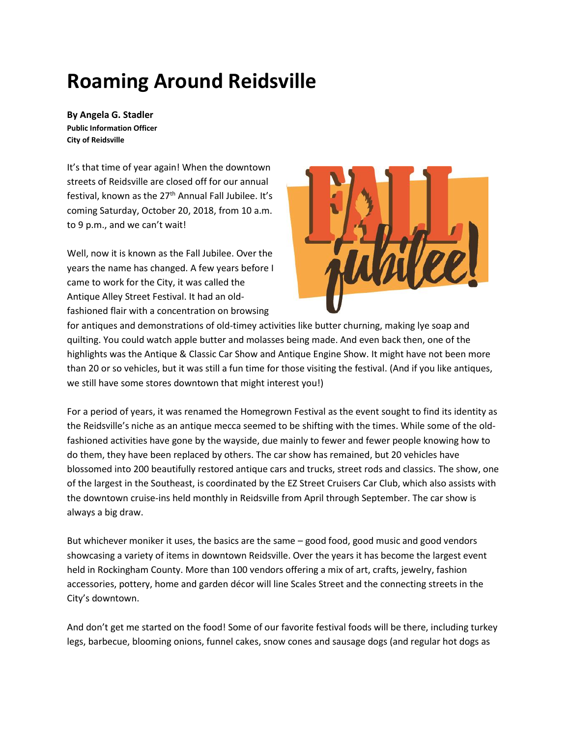# Roaming Around Reidsville

**By Angela G. Stadler**
**Public Information Officer**
**City of Reidsville**

It's that time of year again! When the downtown streets of Reidsville are closed off for our annual festival, known as the 27th Annual Fall Jubilee. It's coming Saturday, October 20, 2018, from 10 a.m. to 9 p.m., and we can't wait!

Well, now it is known as the Fall Jubilee. Over the years the name has changed. A few years before I came to work for the City, it was called the Antique Alley Street Festival. It had an old-fashioned flair with a concentration on browsing for antiques and demonstrations of old-timey activities like butter churning, making lye soap and quilting. You could watch apple butter and molasses being made. And even back then, one of the highlights was the Antique & Classic Car Show and Antique Engine Show. It might have not been more than 20 or so vehicles, but it was still a fun time for those visiting the festival. (And if you like antiques, we still have some stores downtown that might interest you!)

For a period of years, it was renamed the Homegrown Festival as the event sought to find its identity as the Reidsville's niche as an antique mecca seemed to be shifting with the times. While some of the old-fashioned activities have gone by the wayside, due mainly to fewer and fewer people knowing how to do them, they have been replaced by others. The car show has remained, but 20 vehicles have blossomed into 200 beautifully restored antique cars and trucks, street rods and classics. The show, one of the largest in the Southeast, is coordinated by the EZ Street Cruisers Car Club, which also assists with the downtown cruise-ins held monthly in Reidsville from April through September. The car show is always a big draw.

But whichever moniker it uses, the basics are the same – good food, good music and good vendors showcasing a variety of items in downtown Reidsville. Over the years it has become the largest event held in Rockingham County. More than 100 vendors offering a mix of art, crafts, jewelry, fashion accessories, pottery, home and garden décor will line Scales Street and the connecting streets in the City's downtown.

And don't get me started on the food! Some of our favorite festival foods will be there, including turkey legs, barbecue, blooming onions, funnel cakes, snow cones and sausage dogs (and regular hot dogs as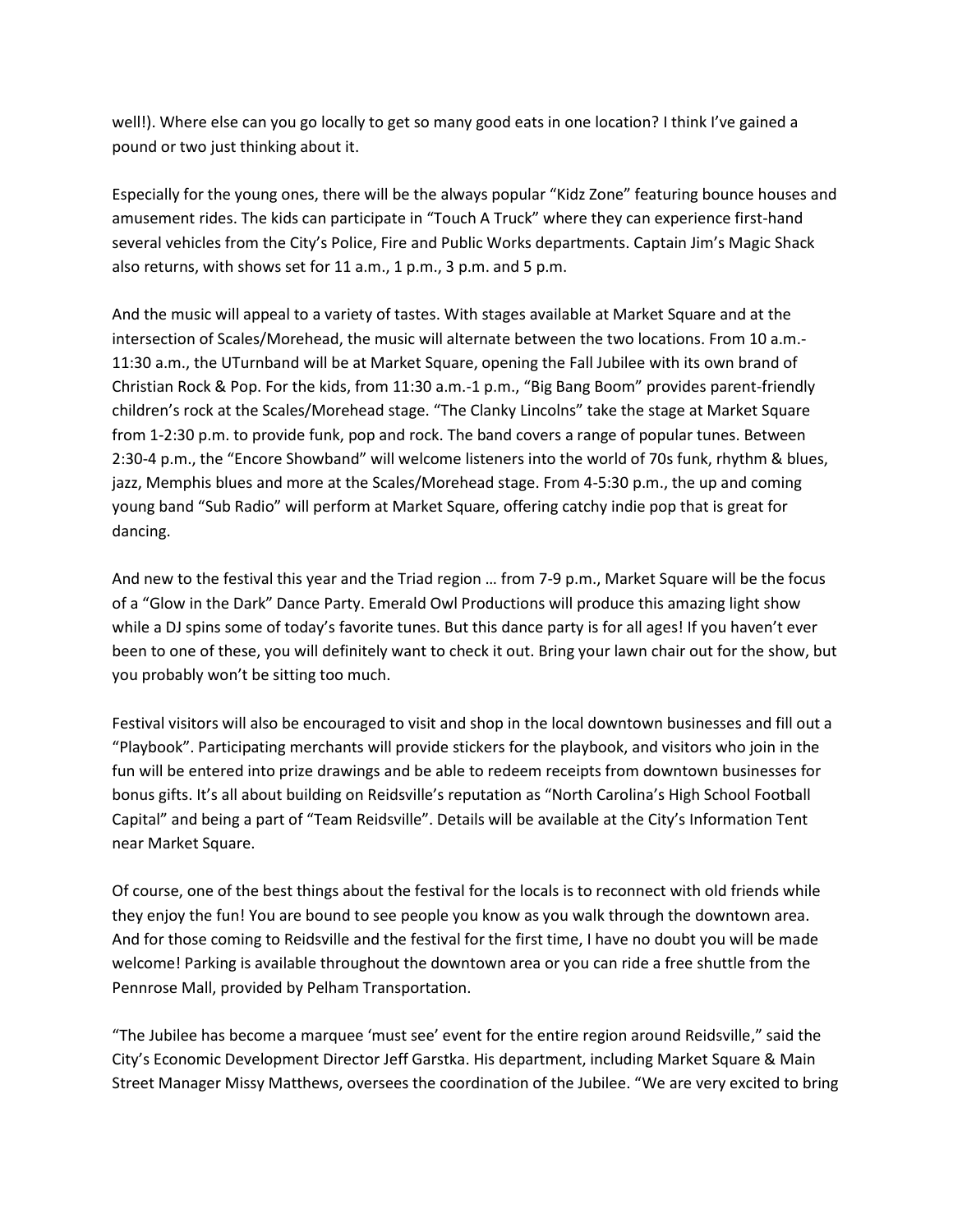well!). Where else can you go locally to get so many good eats in one location? I think I've gained a pound or two just thinking about it.

Especially for the young ones, there will be the always popular "Kidz Zone" featuring bounce houses and amusement rides. The kids can participate in "Touch A Truck" where they can experience first-hand several vehicles from the City's Police, Fire and Public Works departments. Captain Jim's Magic Shack also returns, with shows set for 11 a.m., 1 p.m., 3 p.m. and 5 p.m.

And the music will appeal to a variety of tastes. With stages available at Market Square and at the intersection of Scales/Morehead, the music will alternate between the two locations. From 10 a.m.-11:30 a.m., the UTurnband will be at Market Square, opening the Fall Jubilee with its own brand of Christian Rock & Pop. For the kids, from 11:30 a.m.-1 p.m., "Big Bang Boom" provides parent-friendly children's rock at the Scales/Morehead stage. "The Clanky Lincolns" take the stage at Market Square from 1-2:30 p.m. to provide funk, pop and rock. The band covers a range of popular tunes. Between 2:30-4 p.m., the "Encore Showband" will welcome listeners into the world of 70s funk, rhythm & blues, jazz, Memphis blues and more at the Scales/Morehead stage. From 4-5:30 p.m., the up and coming young band "Sub Radio" will perform at Market Square, offering catchy indie pop that is great for dancing.

And new to the festival this year and the Triad region … from 7-9 p.m., Market Square will be the focus of a "Glow in the Dark" Dance Party. Emerald Owl Productions will produce this amazing light show while a DJ spins some of today's favorite tunes. But this dance party is for all ages! If you haven't ever been to one of these, you will definitely want to check it out. Bring your lawn chair out for the show, but you probably won't be sitting too much.

Festival visitors will also be encouraged to visit and shop in the local downtown businesses and fill out a "Playbook". Participating merchants will provide stickers for the playbook, and visitors who join in the fun will be entered into prize drawings and be able to redeem receipts from downtown businesses for bonus gifts. It's all about building on Reidsville's reputation as "North Carolina's High School Football Capital" and being a part of "Team Reidsville". Details will be available at the City's Information Tent near Market Square.

Of course, one of the best things about the festival for the locals is to reconnect with old friends while they enjoy the fun! You are bound to see people you know as you walk through the downtown area. And for those coming to Reidsville and the festival for the first time, I have no doubt you will be made welcome! Parking is available throughout the downtown area or you can ride a free shuttle from the Pennrose Mall, provided by Pelham Transportation.

"The Jubilee has become a marquee 'must see' event for the entire region around Reidsville," said the City's Economic Development Director Jeff Garstka. His department, including Market Square & Main Street Manager Missy Matthews, oversees the coordination of the Jubilee. "We are very excited to bring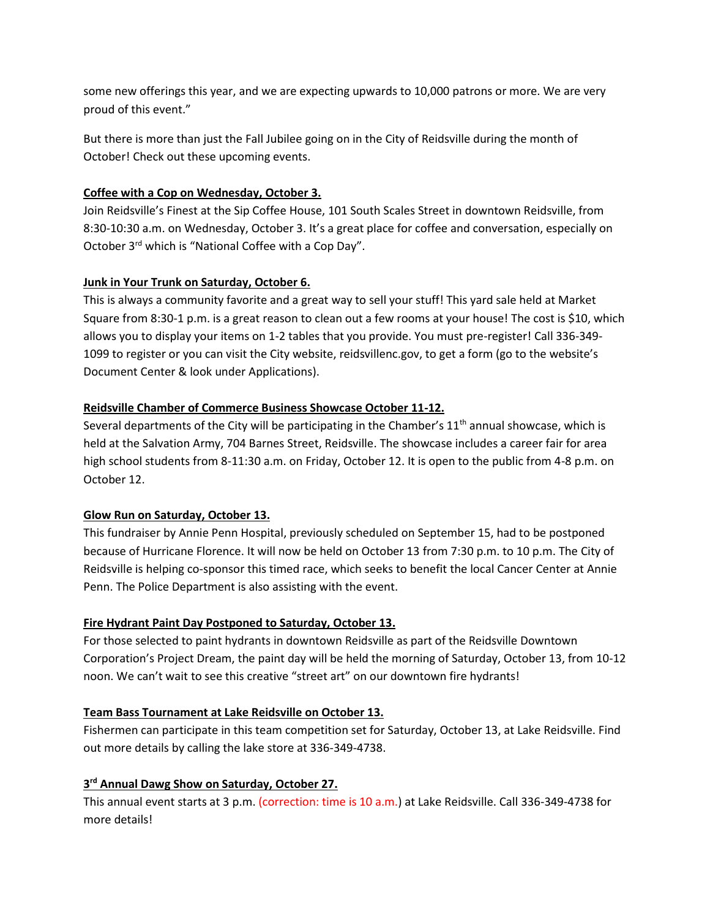some new offerings this year, and we are expecting upwards to 10,000 patrons or more. We are very proud of this event."

But there is more than just the Fall Jubilee going on in the City of Reidsville during the month of October! Check out these upcoming events.

**Coffee with a Cop on Wednesday, October 3.**

Join Reidsville's Finest at the Sip Coffee House, 101 South Scales Street in downtown Reidsville, from 8:30-10:30 a.m. on Wednesday, October 3. It's a great place for coffee and conversation, especially on October 3rd which is "National Coffee with a Cop Day".

**Junk in Your Trunk on Saturday, October 6.**

This is always a community favorite and a great way to sell your stuff! This yard sale held at Market Square from 8:30-1 p.m. is a great reason to clean out a few rooms at your house! The cost is $10, which allows you to display your items on 1-2 tables that you provide. You must pre-register! Call 336-349-1099 to register or you can visit the City website, reidsvillenc.gov, to get a form (go to the website's Document Center & look under Applications).

**Reidsville Chamber of Commerce Business Showcase October 11-12.**

Several departments of the City will be participating in the Chamber's 11th annual showcase, which is held at the Salvation Army, 704 Barnes Street, Reidsville. The showcase includes a career fair for area high school students from 8-11:30 a.m. on Friday, October 12. It is open to the public from 4-8 p.m. on October 12.

**Glow Run on Saturday, October 13.**

This fundraiser by Annie Penn Hospital, previously scheduled on September 15, had to be postponed because of Hurricane Florence. It will now be held on October 13 from 7:30 p.m. to 10 p.m. The City of Reidsville is helping co-sponsor this timed race, which seeks to benefit the local Cancer Center at Annie Penn. The Police Department is also assisting with the event.

**Fire Hydrant Paint Day Postponed to Saturday, October 13.**

For those selected to paint hydrants in downtown Reidsville as part of the Reidsville Downtown Corporation's Project Dream, the paint day will be held the morning of Saturday, October 13, from 10-12 noon. We can't wait to see this creative "street art" on our downtown fire hydrants!

**Team Bass Tournament at Lake Reidsville on October 13.**

Fishermen can participate in this team competition set for Saturday, October 13, at Lake Reidsville. Find out more details by calling the lake store at 336-349-4738.

**3rd Annual Dawg Show on Saturday, October 27.**

This annual event starts at 3 p.m. (correction: time is 10 a.m.) at Lake Reidsville. Call 336-349-4738 for more details!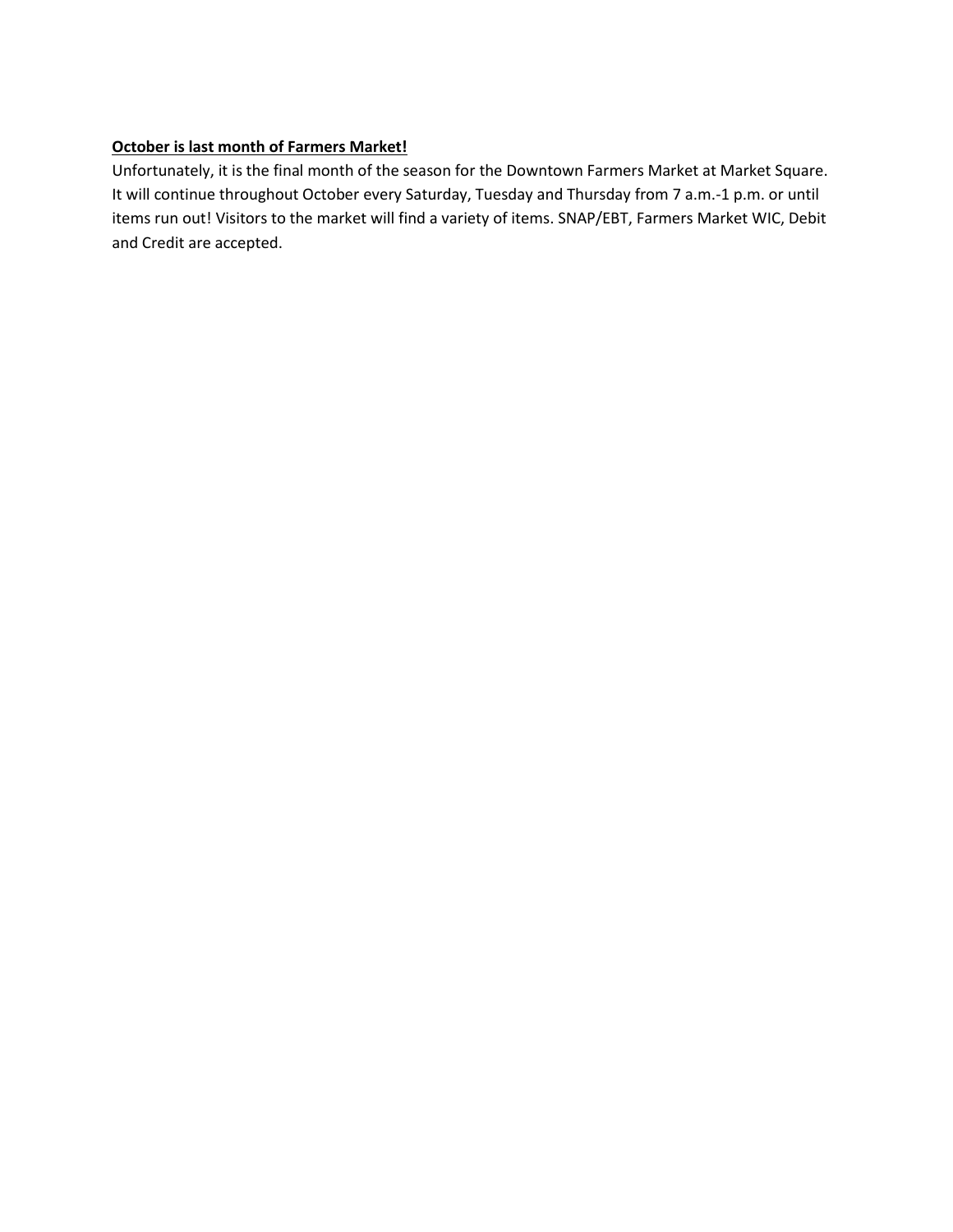**October is last month of Farmers Market!**

Unfortunately, it is the final month of the season for the Downtown Farmers Market at Market Square. It will continue throughout October every Saturday, Tuesday and Thursday from 7 a.m.-1 p.m. or until items run out! Visitors to the market will find a variety of items. SNAP/EBT, Farmers Market WIC, Debit and Credit are accepted.